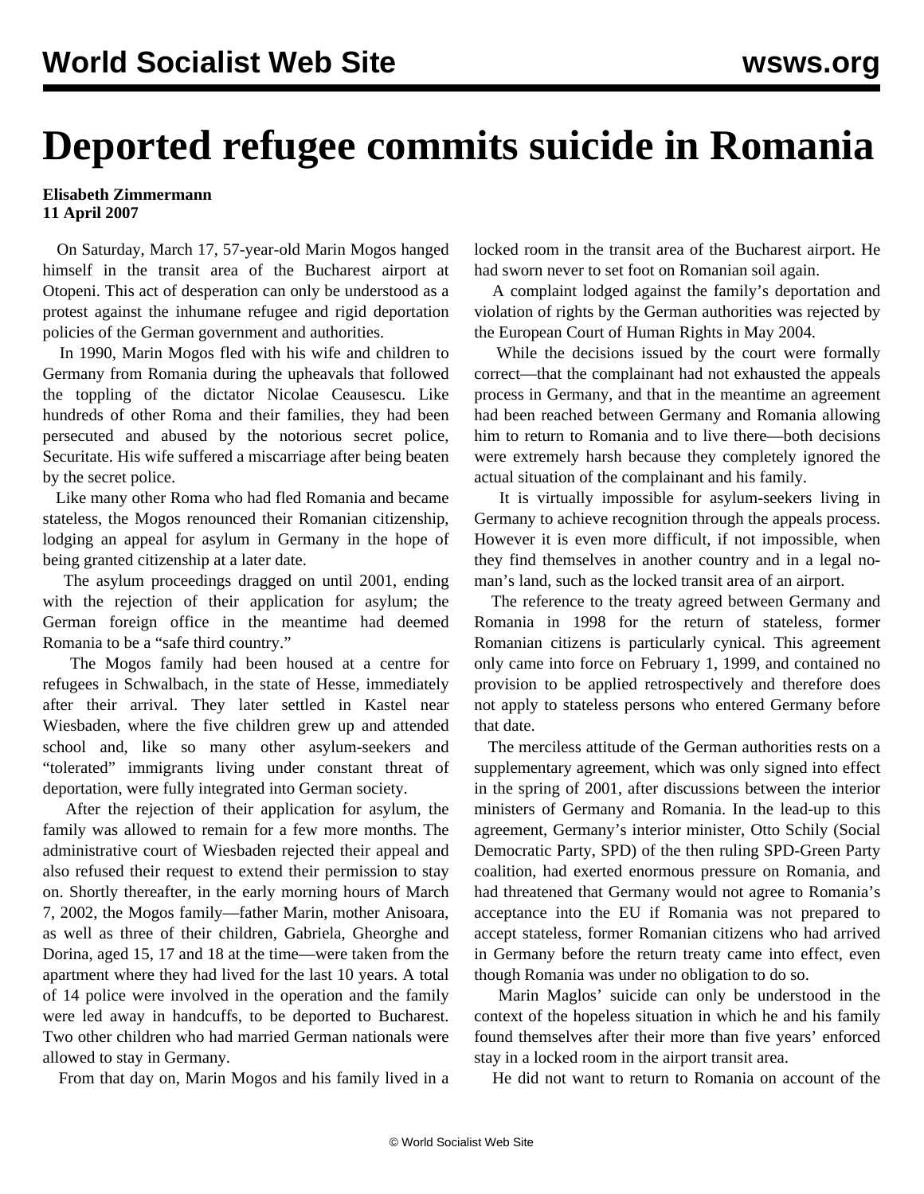# Deported refugee commits suicide in Romania

**Elisabeth Zimmermann**
**11 April 2007**

On Saturday, March 17, 57-year-old Marin Mogos hanged himself in the transit area of the Bucharest airport at Otopeni. This act of desperation can only be understood as a protest against the inhumane refugee and rigid deportation policies of the German government and authorities.

In 1990, Marin Mogos fled with his wife and children to Germany from Romania during the upheavals that followed the toppling of the dictator Nicolae Ceausescu. Like hundreds of other Roma and their families, they had been persecuted and abused by the notorious secret police, Securitate. His wife suffered a miscarriage after being beaten by the secret police.

Like many other Roma who had fled Romania and became stateless, the Mogos renounced their Romanian citizenship, lodging an appeal for asylum in Germany in the hope of being granted citizenship at a later date.

The asylum proceedings dragged on until 2001, ending with the rejection of their application for asylum; the German foreign office in the meantime had deemed Romania to be a "safe third country."

The Mogos family had been housed at a centre for refugees in Schwalbach, in the state of Hesse, immediately after their arrival. They later settled in Kastel near Wiesbaden, where the five children grew up and attended school and, like so many other asylum-seekers and "tolerated" immigrants living under constant threat of deportation, were fully integrated into German society.

After the rejection of their application for asylum, the family was allowed to remain for a few more months. The administrative court of Wiesbaden rejected their appeal and also refused their request to extend their permission to stay on. Shortly thereafter, in the early morning hours of March 7, 2002, the Mogos family—father Marin, mother Anisoara, as well as three of their children, Gabriela, Gheorghe and Dorina, aged 15, 17 and 18 at the time—were taken from the apartment where they had lived for the last 10 years. A total of 14 police were involved in the operation and the family were led away in handcuffs, to be deported to Bucharest. Two other children who had married German nationals were allowed to stay in Germany.

From that day on, Marin Mogos and his family lived in a locked room in the transit area of the Bucharest airport. He had sworn never to set foot on Romanian soil again.

A complaint lodged against the family's deportation and violation of rights by the German authorities was rejected by the European Court of Human Rights in May 2004.

While the decisions issued by the court were formally correct—that the complainant had not exhausted the appeals process in Germany, and that in the meantime an agreement had been reached between Germany and Romania allowing him to return to Romania and to live there—both decisions were extremely harsh because they completely ignored the actual situation of the complainant and his family.

It is virtually impossible for asylum-seekers living in Germany to achieve recognition through the appeals process. However it is even more difficult, if not impossible, when they find themselves in another country and in a legal no-man's land, such as the locked transit area of an airport.

The reference to the treaty agreed between Germany and Romania in 1998 for the return of stateless, former Romanian citizens is particularly cynical. This agreement only came into force on February 1, 1999, and contained no provision to be applied retrospectively and therefore does not apply to stateless persons who entered Germany before that date.

The merciless attitude of the German authorities rests on a supplementary agreement, which was only signed into effect in the spring of 2001, after discussions between the interior ministers of Germany and Romania. In the lead-up to this agreement, Germany's interior minister, Otto Schily (Social Democratic Party, SPD) of the then ruling SPD-Green Party coalition, had exerted enormous pressure on Romania, and had threatened that Germany would not agree to Romania's acceptance into the EU if Romania was not prepared to accept stateless, former Romanian citizens who had arrived in Germany before the return treaty came into effect, even though Romania was under no obligation to do so.

Marin Maglos' suicide can only be understood in the context of the hopeless situation in which he and his family found themselves after their more than five years' enforced stay in a locked room in the airport transit area.

He did not want to return to Romania on account of the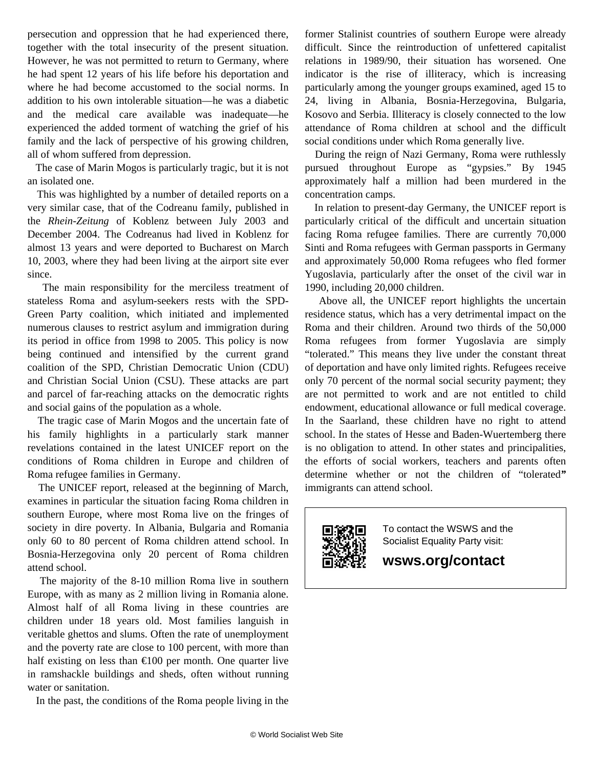persecution and oppression that he had experienced there, together with the total insecurity of the present situation. However, he was not permitted to return to Germany, where he had spent 12 years of his life before his deportation and where he had become accustomed to the social norms. In addition to his own intolerable situation—he was a diabetic and the medical care available was inadequate—he experienced the added torment of watching the grief of his family and the lack of perspective of his growing children, all of whom suffered from depression.

The case of Marin Mogos is particularly tragic, but it is not an isolated one.

This was highlighted by a number of detailed reports on a very similar case, that of the Codreanu family, published in the *Rhein-Zeitung* of Koblenz between July 2003 and December 2004. The Codreanus had lived in Koblenz for almost 13 years and were deported to Bucharest on March 10, 2003, where they had been living at the airport site ever since.

The main responsibility for the merciless treatment of stateless Roma and asylum-seekers rests with the SPD-Green Party coalition, which initiated and implemented numerous clauses to restrict asylum and immigration during its period in office from 1998 to 2005. This policy is now being continued and intensified by the current grand coalition of the SPD, Christian Democratic Union (CDU) and Christian Social Union (CSU). These attacks are part and parcel of far-reaching attacks on the democratic rights and social gains of the population as a whole.

The tragic case of Marin Mogos and the uncertain fate of his family highlights in a particularly stark manner revelations contained in the latest UNICEF report on the conditions of Roma children in Europe and children of Roma refugee families in Germany.

The UNICEF report, released at the beginning of March, examines in particular the situation facing Roma children in southern Europe, where most Roma live on the fringes of society in dire poverty. In Albania, Bulgaria and Romania only 60 to 80 percent of Roma children attend school. In Bosnia-Herzegovina only 20 percent of Roma children attend school.

The majority of the 8-10 million Roma live in southern Europe, with as many as 2 million living in Romania alone. Almost half of all Roma living in these countries are children under 18 years old. Most families languish in veritable ghettos and slums. Often the rate of unemployment and the poverty rate are close to 100 percent, with more than half existing on less than €100 per month. One quarter live in ramshackle buildings and sheds, often without running water or sanitation.

In the past, the conditions of the Roma people living in the former Stalinist countries of southern Europe were already difficult. Since the reintroduction of unfettered capitalist relations in 1989/90, their situation has worsened. One indicator is the rise of illiteracy, which is increasing particularly among the younger groups examined, aged 15 to 24, living in Albania, Bosnia-Herzegovina, Bulgaria, Kosovo and Serbia. Illiteracy is closely connected to the low attendance of Roma children at school and the difficult social conditions under which Roma generally live.

During the reign of Nazi Germany, Roma were ruthlessly pursued throughout Europe as "gypsies." By 1945 approximately half a million had been murdered in the concentration camps.

In relation to present-day Germany, the UNICEF report is particularly critical of the difficult and uncertain situation facing Roma refugee families. There are currently 70,000 Sinti and Roma refugees with German passports in Germany and approximately 50,000 Roma refugees who fled former Yugoslavia, particularly after the onset of the civil war in 1990, including 20,000 children.

Above all, the UNICEF report highlights the uncertain residence status, which has a very detrimental impact on the Roma and their children. Around two thirds of the 50,000 Roma refugees from former Yugoslavia are simply "tolerated." This means they live under the constant threat of deportation and have only limited rights. Refugees receive only 70 percent of the normal social security payment; they are not permitted to work and are not entitled to child endowment, educational allowance or full medical coverage. In the Saarland, these children have no right to attend school. In the states of Hesse and Baden-Wuertemberg there is no obligation to attend. In other states and principalities, the efforts of social workers, teachers and parents often determine whether or not the children of "tolerated" immigrants can attend school.

To contact the WSWS and the Socialist Equality Party visit:

**wsws.org/contact**